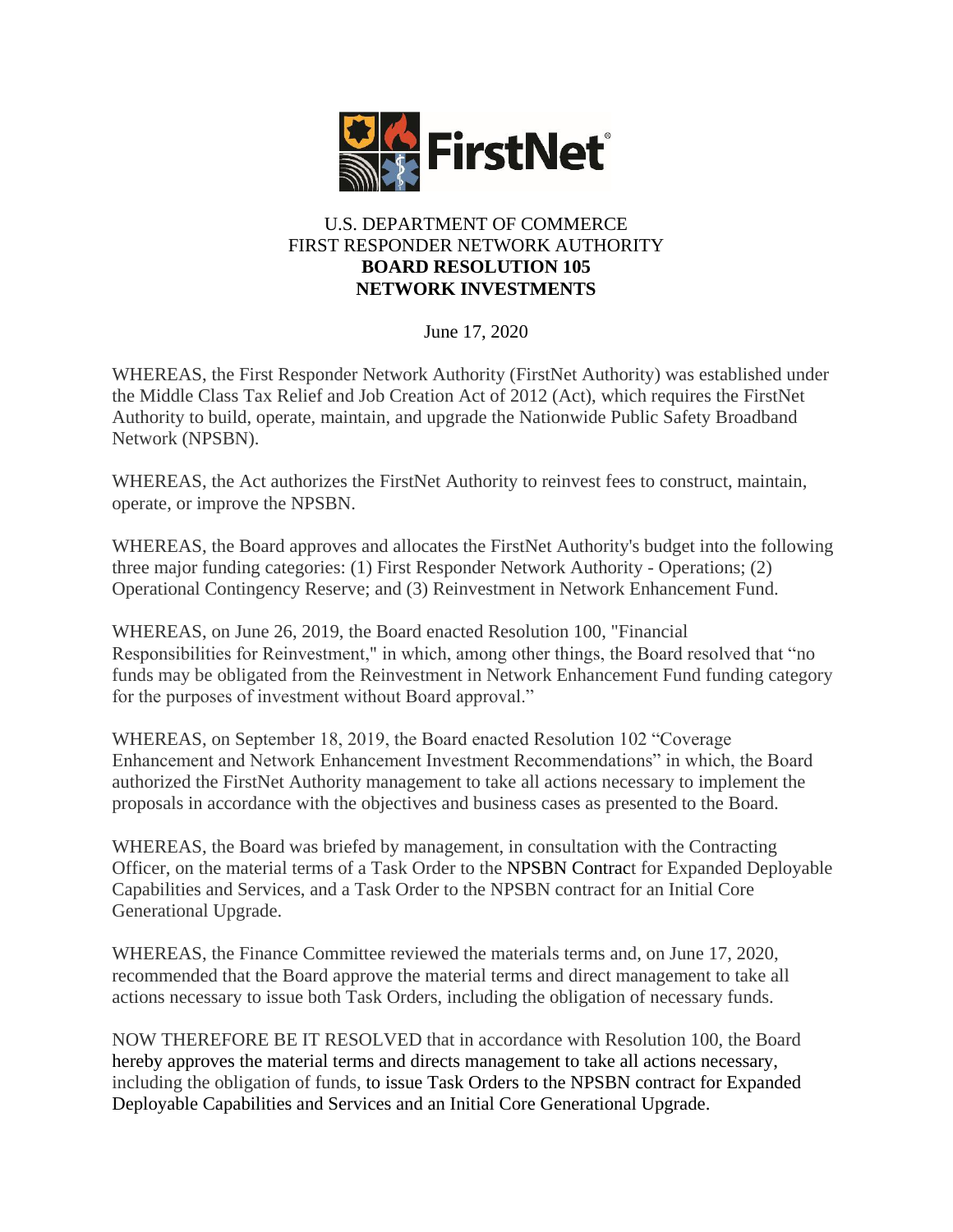FirstNet®

U.S. DEPARTMENT OF COMMERCE
FIRST RESPONDER NETWORK AUTHORITY
**BOARD RESOLUTION 105**
**NETWORK INVESTMENTS**

June 17, 2020

WHEREAS, the First Responder Network Authority (FirstNet Authority) was established under the Middle Class Tax Relief and Job Creation Act of 2012 (Act), which requires the FirstNet Authority to build, operate, maintain, and upgrade the Nationwide Public Safety Broadband Network (NPSBN).

WHEREAS, the Act authorizes the FirstNet Authority to reinvest fees to construct, maintain, operate, or improve the NPSBN.

WHEREAS, the Board approves and allocates the FirstNet Authority's budget into the following three major funding categories: (1) First Responder Network Authority - Operations; (2) Operational Contingency Reserve; and (3) Reinvestment in Network Enhancement Fund.

WHEREAS, on June 26, 2019, the Board enacted Resolution 100, "Financial Responsibilities for Reinvestment," in which, among other things, the Board resolved that "no funds may be obligated from the Reinvestment in Network Enhancement Fund funding category for the purposes of investment without Board approval."

WHEREAS, on September 18, 2019, the Board enacted Resolution 102 "Coverage Enhancement and Network Enhancement Investment Recommendations" in which, the Board authorized the FirstNet Authority management to take all actions necessary to implement the proposals in accordance with the objectives and business cases as presented to the Board.

WHEREAS, the Board was briefed by management, in consultation with the Contracting Officer, on the material terms of a Task Order to the NPSBN Contract for Expanded Deployable Capabilities and Services, and a Task Order to the NPSBN contract for an Initial Core Generational Upgrade.

WHEREAS, the Finance Committee reviewed the materials terms and, on June 17, 2020, recommended that the Board approve the material terms and direct management to take all actions necessary to issue both Task Orders, including the obligation of necessary funds.

NOW THEREFORE BE IT RESOLVED that in accordance with Resolution 100, the Board hereby approves the material terms and directs management to take all actions necessary, including the obligation of funds, to issue Task Orders to the NPSBN contract for Expanded Deployable Capabilities and Services and an Initial Core Generational Upgrade.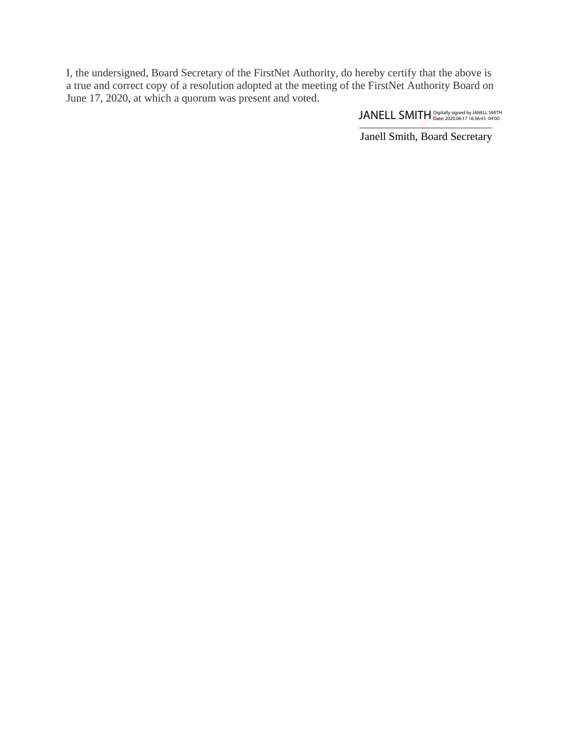I, the undersigned, Board Secretary of the FirstNet Authority, do hereby certify that the above is a true and correct copy of a resolution adopted at the meeting of the FirstNet Authority Board on June 17, 2020, at which a quorum was present and voted.

JANELL SMITH Digitally signed by JANELL SMITH Date: 2020.06.17 16:36:43 -04'00'

Janell Smith, Board Secretary